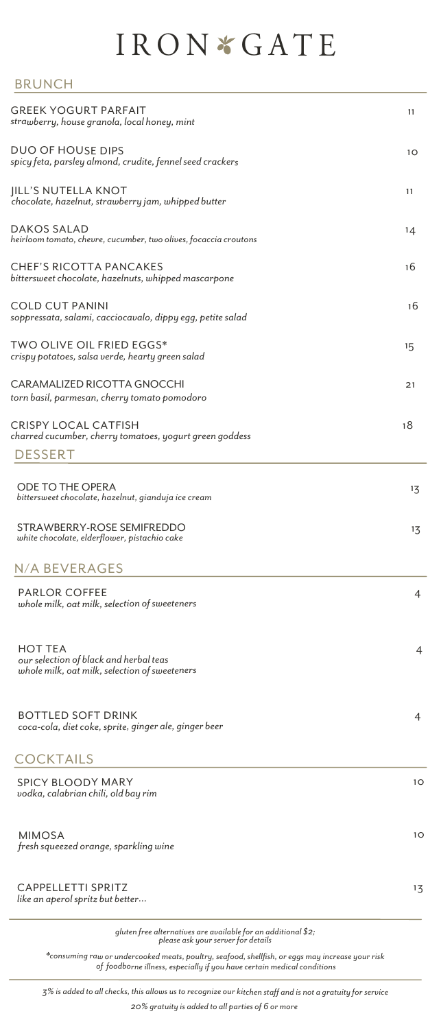# IRON ✱ GATE

## BRUNCH

**GREEK YOGURT PARFAIT** 11
*strawberry, house granola, local honey, mint*

**DUO OF HOUSE DIPS** 10
*spicy feta, parsley almond, crudite, fennel seed crackers*

**JILL'S NUTELLA KNOT** 11
*chocolate, hazelnut, strawberry jam, whipped butter*

**DAKOS SALAD** 14
*heirloom tomato, chevre, cucumber, two olives, focaccia croutons*

**CHEF'S RICOTTA PANCAKES** 16
*bittersweet chocolate, hazelnuts, whipped mascarpone*

**COLD CUT PANINI** 16
*soppressata, salami, cacciocavalo, dippy egg, petite salad*

**TWO OLIVE OIL FRIED EGGS*** 15
*crispy potatoes, salsa verde, hearty green salad*

**CARAMALIZED RICOTTA GNOCCHI** 21
*torn basil, parmesan, cherry tomato pomodoro*

**CRISPY LOCAL CATFISH** 18
*charred cucumber, cherry tomatoes, yogurt green goddess*

## DESSERT

**ODE TO THE OPERA** 13
*bittersweet chocolate, hazelnut, gianduja ice cream*

**STRAWBERRY-ROSE SEMIFREDDO** 13
*white chocolate, elderflower, pistachio cake*

## N/A BEVERAGES

**PARLOR COFFEE** 4
*whole milk, oat milk, selection of sweeteners*

**HOT TEA** 4
*our selection of black and herbal teas*
*whole milk, oat milk, selection of sweeteners*

**BOTTLED SOFT DRINK** 4
*coca-cola, diet coke, sprite, ginger ale, ginger beer*

## COCKTAILS

**SPICY BLOODY MARY** 10
*vodka, calabrian chili, old bay rim*

**MIMOSA** 10
*fresh squeezed orange, sparkling wine*

**CAPPELLETTI SPRITZ** 13
*like an aperol spritz but better...*

---

*gluten free alternatives are available for an additional $2;*
*please ask your server for details*

**consuming raw or undercooked meats, poultry, seafood, shellfish, or eggs may increase your risk of foodborne illness, especially if you have certain medical conditions*

---

*3% is added to all checks, this allows us to recognize our kitchen staff and is not a gratuity for service*

*20% gratuity is added to all parties of 6 or more*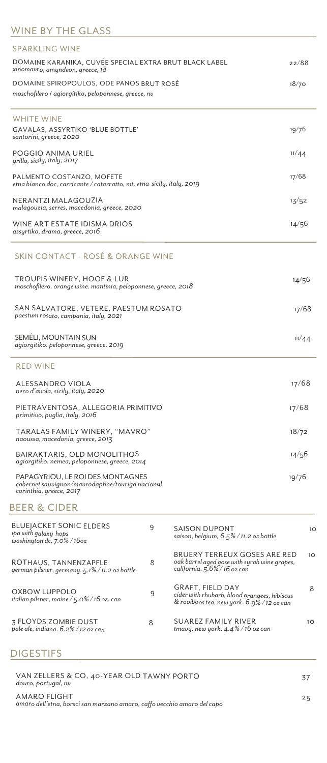## WINE BY THE GLASS

### SPARKLING WINE

DOMAINE KARANIKA, CUVÉE SPECIAL EXTRA BRUT BLACK LABEL — 22/88
*xinomavro, amyndeon, greece, 18*

DOMAINE SPIROPOULOS, ODE PANOS BRUT ROSÉ — 18/70
*moschofilero / agiorgitiko, peloponnese, greece, nv*

### WHITE WINE

GAVALAS, ASSYRTIKO 'BLUE BOTTLE' — 19/76
*santorini, greece, 2020*

POGGIO ANIMA URIEL — 11/44
*grillo, sicily, italy, 2017*

PALMENTO COSTANZO, MOFETE — 17/68
*etna bianco doc, carricante / catarratto, mt. etna sicily, italy, 2019*

NERANTZI MALAGOUZIA — 13/52
*malagouzia, serres, macedonia, greece, 2020*

WINE ART ESTATE IDISMA DRIOS — 14/56
*assyrtiko, drama, greece, 2016*

### SKIN CONTACT - ROSÉ & ORANGE WINE

TROUPIS WINERY, HOOF & LUR — 14/56
*moschofilero. orange wine. mantinia, peloponnese, greece, 2018*

SAN SALVATORE, VETERE, PAESTUM ROSATO — 17/68
*paestum rosato, campania, italy, 2021*

SEMÉLI, MOUNTAIN SUN — 11/44
*agiorgitiko. peloponnese, greece, 2019*

### RED WINE

ALESSANDRO VIOLA — 17/68
*nero d'avola, sicily, italy, 2020*

PIETRAVENTOSA, ALLEGORIA PRIMITIVO — 17/68
*primitivo, puglia, italy, 2016*

TARALAS FAMILY WINERY, "MAVRO" — 18/72
*naoussa, macedonia, greece, 2013*

BAIRAKTARIS, OLD MONOLITHOS — 14/56
*agiorgitiko. nemea, peloponnese, greece, 2014*

PAPAGYRIOU, LE ROI DES MONTAGNES — 19/76
*cabernet sauvignon/mavrodaphne/touriga nacional*
*corinthia, greece, 2017*

## BEER & CIDER

BLUEJACKET SONIC ELDERS — 9
*ipa with galaxy hops*
*washington dc, 7.0% / 16oz*

ROTHAUS, TANNENZAPFLE — 8
*german pilsner, germany. 5.1% / 11.2 oz bottle*

OXBOW LUPPOLO — 9
*italian pilsner, maine / 5.0% / 16 oz. can*

3 FLOYDS ZOMBIE DUST — 8
*pale ale, indiana. 6.2% / 12 oz can*

SAISON DUPONT — 10
*saison, belgium, 6.5% / 11.2 oz bottle*

BRUERY TERREUX GOSES ARE RED — 10
*oak barrel aged gose with syrah wine grapes, california. 5.6% / 16 oz can*

GRAFT, FIELD DAY — 8
*cider with rhubarb, blood orangees, hibiscus & rooiboos tea, new york. 6.9% / 12 oz can*

SUAREZ FAMILY RIVER — 10
*tmavý, new york. 4.4% / 16 oz can*

## DIGESTIFS

VAN ZELLERS & CO, 40-YEAR OLD TAWNY PORTO — 37
*douro, portugal, nv*

AMARO FLIGHT — 25
*amaro dell'etna, borsci san marzano amaro, caffo vecchio amaro del capo*